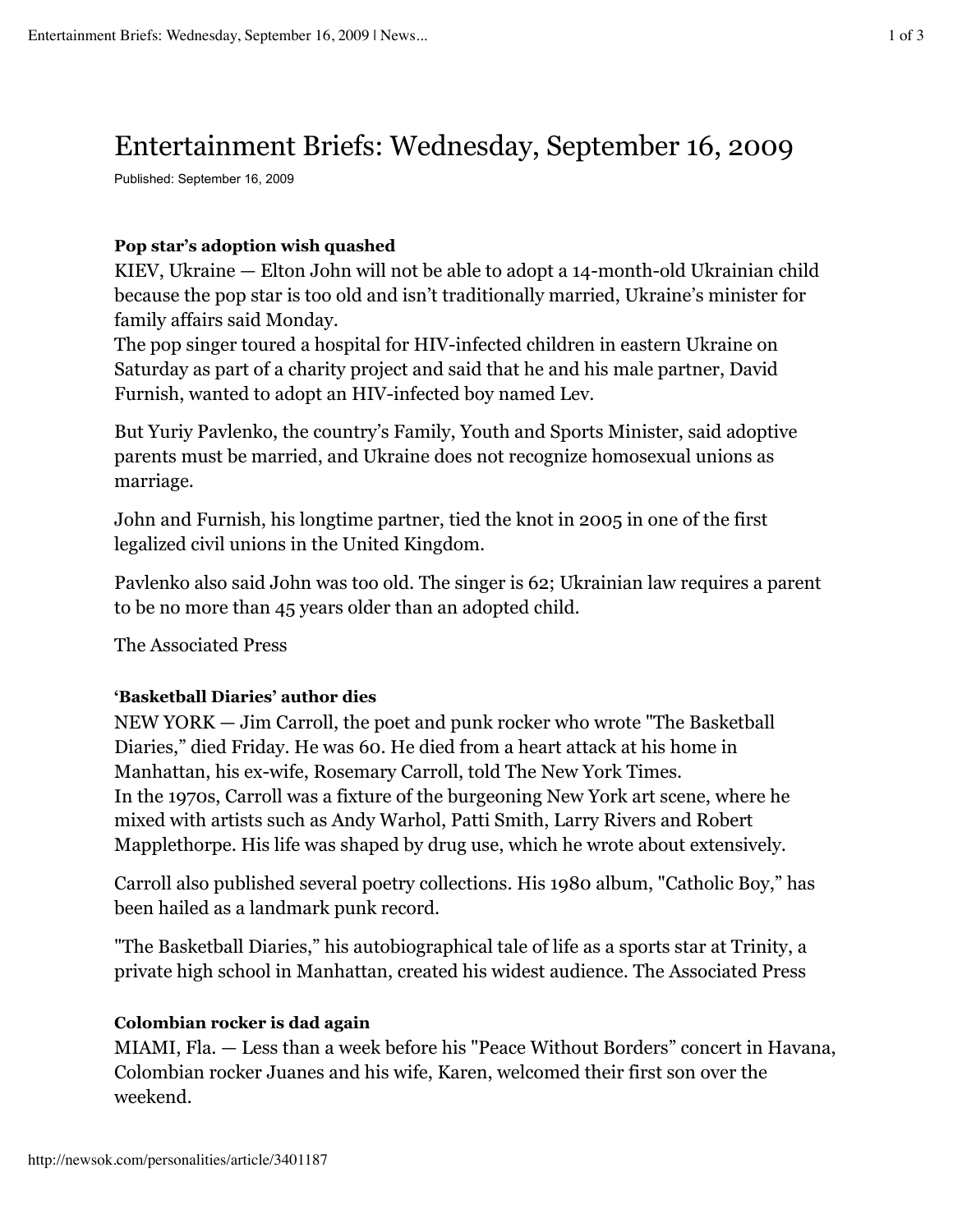# Entertainment Briefs: Wednesday, September 16, 2009

Published: September 16, 2009

**Pop star's adoption wish quashed**

KIEV, Ukraine — Elton John will not be able to adopt a 14-month-old Ukrainian child because the pop star is too old and isn't traditionally married, Ukraine's minister for family affairs said Monday.

The pop singer toured a hospital for HIV-infected children in eastern Ukraine on Saturday as part of a charity project and said that he and his male partner, David Furnish, wanted to adopt an HIV-infected boy named Lev.

But Yuriy Pavlenko, the country's Family, Youth and Sports Minister, said adoptive parents must be married, and Ukraine does not recognize homosexual unions as marriage.

John and Furnish, his longtime partner, tied the knot in 2005 in one of the first legalized civil unions in the United Kingdom.

Pavlenko also said John was too old. The singer is 62; Ukrainian law requires a parent to be no more than 45 years older than an adopted child.

The Associated Press

**'Basketball Diaries' author dies**

NEW YORK — Jim Carroll, the poet and punk rocker who wrote "The Basketball Diaries," died Friday. He was 60. He died from a heart attack at his home in Manhattan, his ex-wife, Rosemary Carroll, told The New York Times.

In the 1970s, Carroll was a fixture of the burgeoning New York art scene, where he mixed with artists such as Andy Warhol, Patti Smith, Larry Rivers and Robert Mapplethorpe. His life was shaped by drug use, which he wrote about extensively.

Carroll also published several poetry collections. His 1980 album, "Catholic Boy," has been hailed as a landmark punk record.

"The Basketball Diaries," his autobiographical tale of life as a sports star at Trinity, a private high school in Manhattan, created his widest audience. The Associated Press

**Colombian rocker is dad again**

MIAMI, Fla. — Less than a week before his "Peace Without Borders" concert in Havana, Colombian rocker Juanes and his wife, Karen, welcomed their first son over the weekend.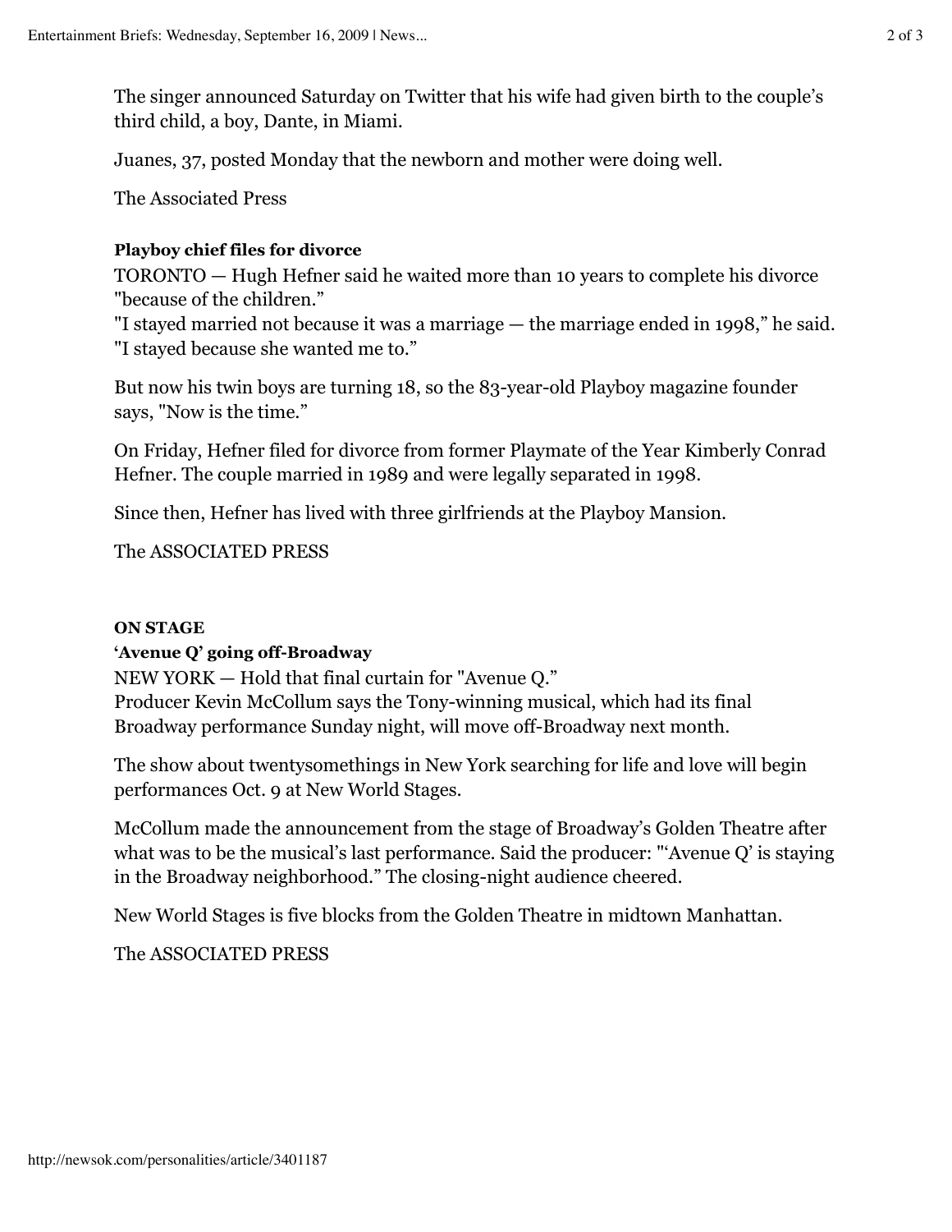The singer announced Saturday on Twitter that his wife had given birth to the couple's third child, a boy, Dante, in Miami.

Juanes, 37, posted Monday that the newborn and mother were doing well.

The Associated Press

**Playboy chief files for divorce**

TORONTO — Hugh Hefner said he waited more than 10 years to complete his divorce "because of the children."

"I stayed married not because it was a marriage — the marriage ended in 1998," he said. "I stayed because she wanted me to."

But now his twin boys are turning 18, so the 83-year-old Playboy magazine founder says, "Now is the time."

On Friday, Hefner filed for divorce from former Playmate of the Year Kimberly Conrad Hefner. The couple married in 1989 and were legally separated in 1998.

Since then, Hefner has lived with three girlfriends at the Playboy Mansion.

The ASSOCIATED PRESS

**ON STAGE**

**'Avenue Q' going off-Broadway**

NEW YORK — Hold that final curtain for "Avenue Q."

Producer Kevin McCollum says the Tony-winning musical, which had its final Broadway performance Sunday night, will move off-Broadway next month.

The show about twentysomethings in New York searching for life and love will begin performances Oct. 9 at New World Stages.

McCollum made the announcement from the stage of Broadway's Golden Theatre after what was to be the musical's last performance. Said the producer: "'Avenue Q' is staying in the Broadway neighborhood." The closing-night audience cheered.

New World Stages is five blocks from the Golden Theatre in midtown Manhattan.

The ASSOCIATED PRESS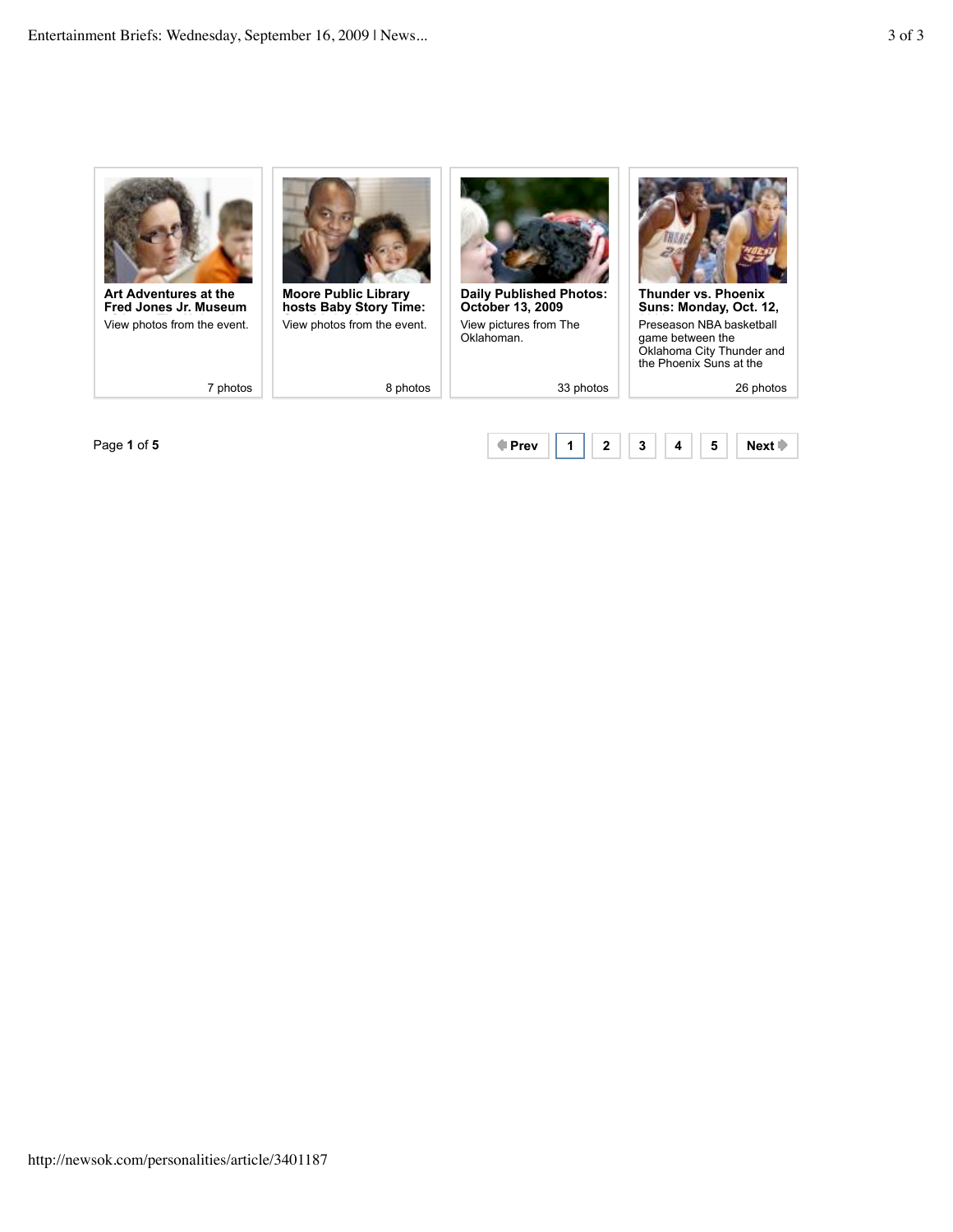**Art Adventures at the Fred Jones Jr. Museum**

View photos from the event.

7 photos

**Moore Public Library hosts Baby Story Time:**

View photos from the event.

8 photos

**Daily Published Photos: October 13, 2009**

View pictures from The Oklahoman.

33 photos

**Thunder vs. Phoenix Suns: Monday, Oct. 12,**

Preseason NBA basketball game between the Oklahoma City Thunder and the Phoenix Suns at the

26 photos

Page **1** of **5**

Prev | 1 | 2 | 3 | 4 | 5 | Next

http://newsok.com/personalities/article/3401187